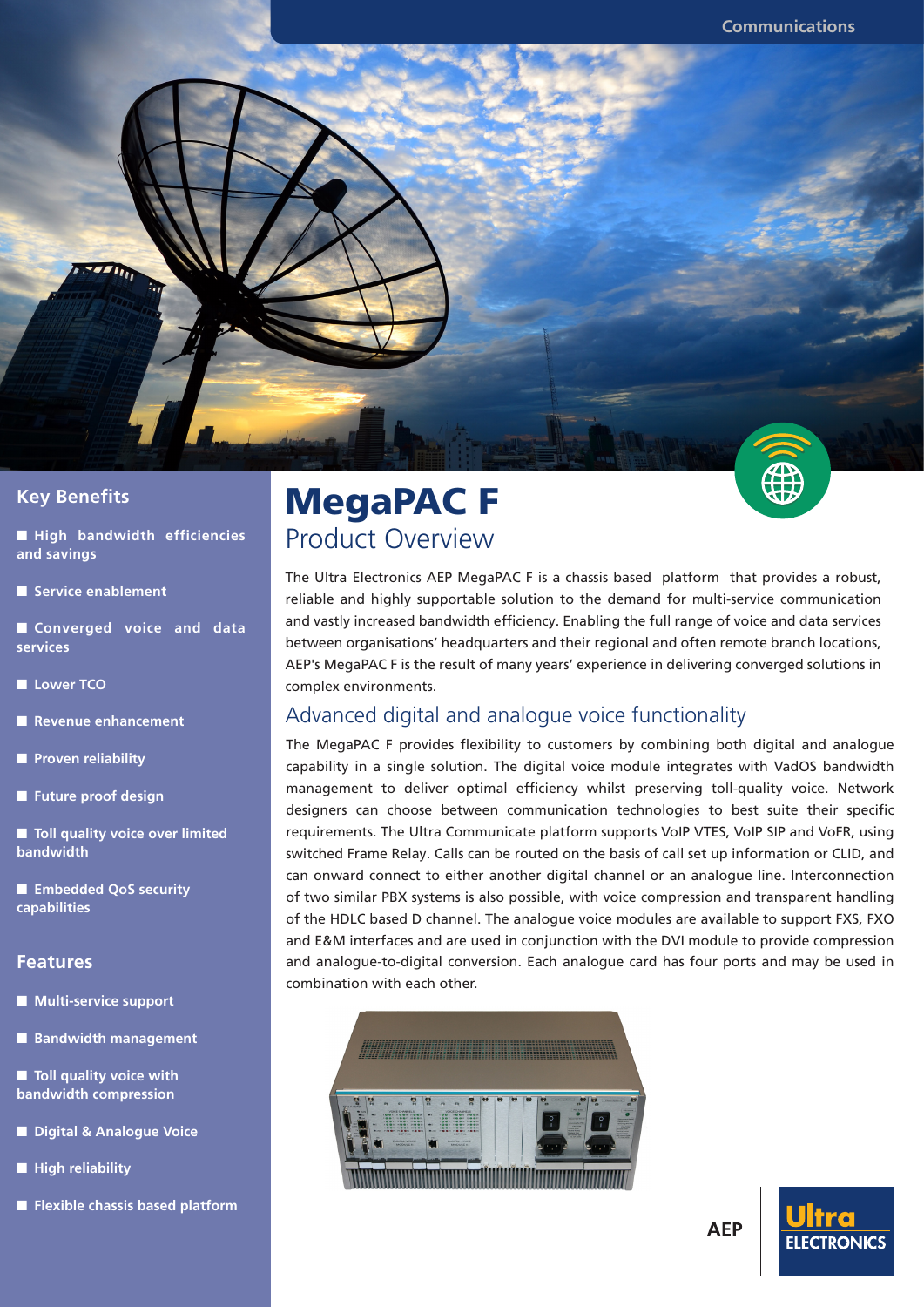# MegaPAC F

## Product Overview

The Ultra Electronics AEP MegaPAC F is a chassis based platform that provides a robust, reliable and highly supportable solution to the demand for multi-service communication and vastly increased bandwidth efficiency. Enabling the full range of voice and data services between organisations' headquarters and their regional and often remote branch locations, AEP's MegaPAC F is the result of many years' experience in delivering converged solutions in complex environments.

## Advanced digital and analogue voice functionality

The MegaPAC F provides flexibility to customers by combining both digital and analogue capability in a single solution. The digital voice module integrates with VadOS bandwidth management to deliver optimal efficiency whilst preserving toll-quality voice. Network designers can choose between communication technologies to best suite their specific requirements. The Ultra Communicate platform supports VoIP VTES, VoIP SIP and VoFR, using switched Frame Relay. Calls can be routed on the basis of call set up information or CLID, and can onward connect to either another digital channel or an analogue line. Interconnection of two similar PBX systems is also possible, with voice compression and transparent handling of the HDLC based D channel. The analogue voice modules are available to support FXS, FXO and E&M interfaces and are used in conjunction with the DVI module to provide compression and analogue-to-digital conversion. Each analogue card has four ports and may be used in combination with each other.

## Key Benefits

- High bandwidth efficiencies and savings
- Service enablement
- Converged voice and data services
- Lower TCO
- Revenue enhancement
- Proven reliability
- Future proof design
- Toll quality voice over limited bandwidth
- Embedded QoS security capabilities

## Features

- Multi-service support
- Bandwidth management
- Toll quality voice with bandwidth compression
- Digital & Analogue Voice
- High reliability
- Flexible chassis based platform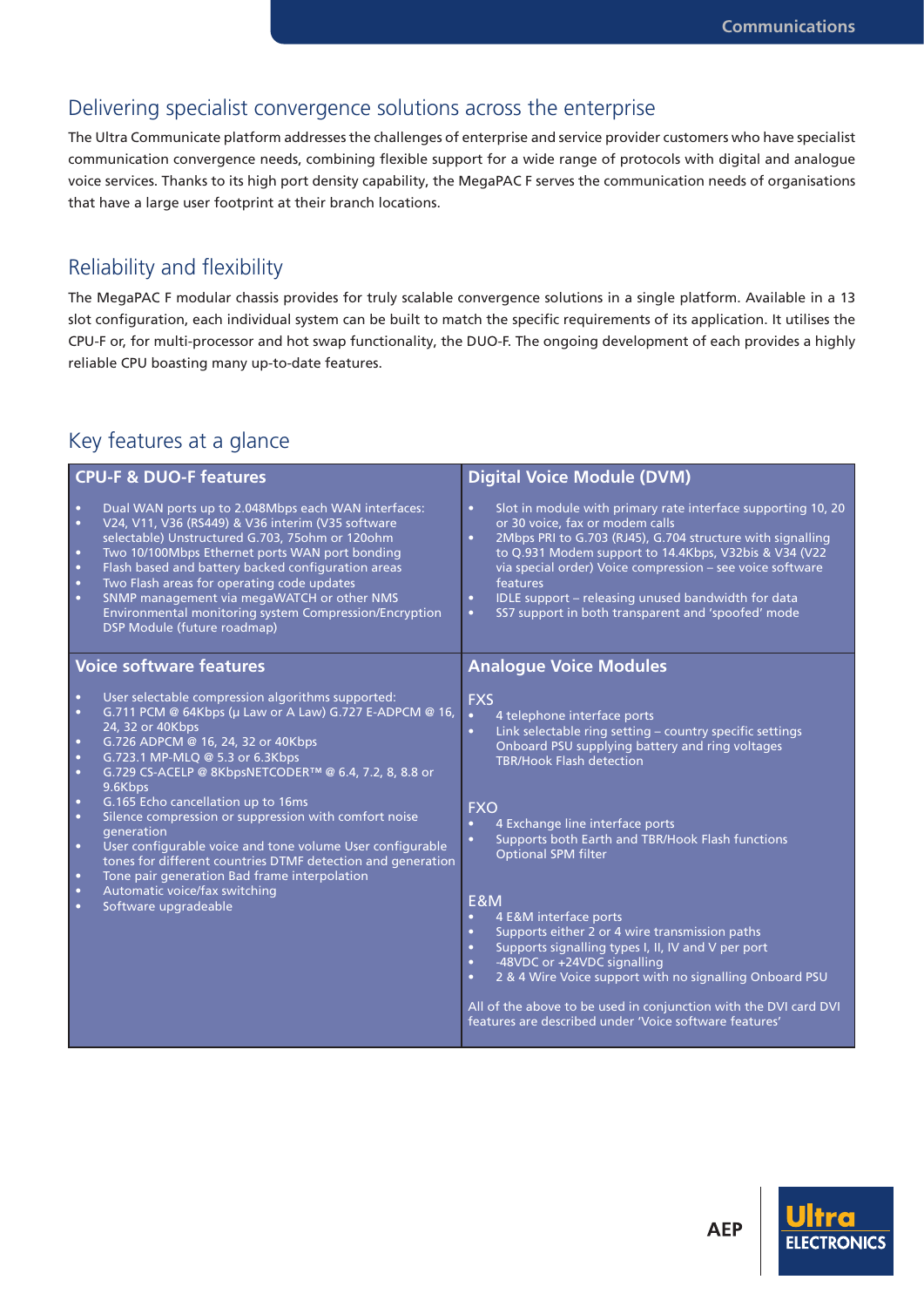## Delivering specialist convergence solutions across the enterprise

The Ultra Communicate platform addresses the challenges of enterprise and service provider customers who have specialist communication convergence needs, combining flexible support for a wide range of protocols with digital and analogue voice services. Thanks to its high port density capability, the MegaPAC F serves the communication needs of organisations that have a large user footprint at their branch locations.

## Reliability and flexibility

The MegaPAC F modular chassis provides for truly scalable convergence solutions in a single platform. Available in a 13 slot configuration, each individual system can be built to match the specific requirements of its application. It utilises the CPU-F or, for multi-processor and hot swap functionality, the DUO-F. The ongoing development of each provides a highly reliable CPU boasting many up-to-date features.

## Key features at a glance

### CPU-F & DUO-F features

- Dual WAN ports up to 2.048Mbps each WAN interfaces:
- V24, V11, V36 (RS449) & V36 interim (V35 software selectable) Unstructured G.703, 75ohm or 120ohm
- Two 10/100Mbps Ethernet ports WAN port bonding
- Flash based and battery backed configuration areas
- Two Flash areas for operating code updates
- SNMP management via megaWATCH or other NMS Environmental monitoring system Compression/Encryption DSP Module (future roadmap)

### Digital Voice Module (DVM)

- Slot in module with primary rate interface supporting 10, 20 or 30 voice, fax or modem calls
- 2Mbps PRI to G.703 (RJ45), G.704 structure with signalling to Q.931 Modem support to 14.4Kbps, V32bis & V34 (V22 via special order) Voice compression – see voice software features
- IDLE support – releasing unused bandwidth for data
- SS7 support in both transparent and 'spoofed' mode

### Voice software features

- User selectable compression algorithms supported:
- G.711 PCM @ 64Kbps (µ Law or A Law) G.727 E-ADPCM @ 16, 24, 32 or 40Kbps
- G.726 ADPCM @ 16, 24, 32 or 40Kbps
- G.723.1 MP-MLQ @ 5.3 or 6.3Kbps
- G.729 CS-ACELP @ 8KbpsNETCODER™ @ 6.4, 7.2, 8, 8.8 or 9.6Kbps
- G.165 Echo cancellation up to 16ms
- Silence compression or suppression with comfort noise generation
- User configurable voice and tone volume User configurable tones for different countries DTMF detection and generation
- Tone pair generation Bad frame interpolation
- Automatic voice/fax switching
- Software upgradeable

### Analogue Voice Modules

**FXS**

- 4 telephone interface ports
- Link selectable ring setting – country specific settings Onboard PSU supplying battery and ring voltages TBR/Hook Flash detection

**FXO**

- 4 Exchange line interface ports
- Supports both Earth and TBR/Hook Flash functions Optional SPM filter

**E&M**

- 4 E&M interface ports
- Supports either 2 or 4 wire transmission paths
- Supports signalling types I, II, IV and V per port
- -48VDC or +24VDC signalling
- 2 & 4 Wire Voice support with no signalling Onboard PSU

All of the above to be used in conjunction with the DVI card DVI features are described under 'Voice software features'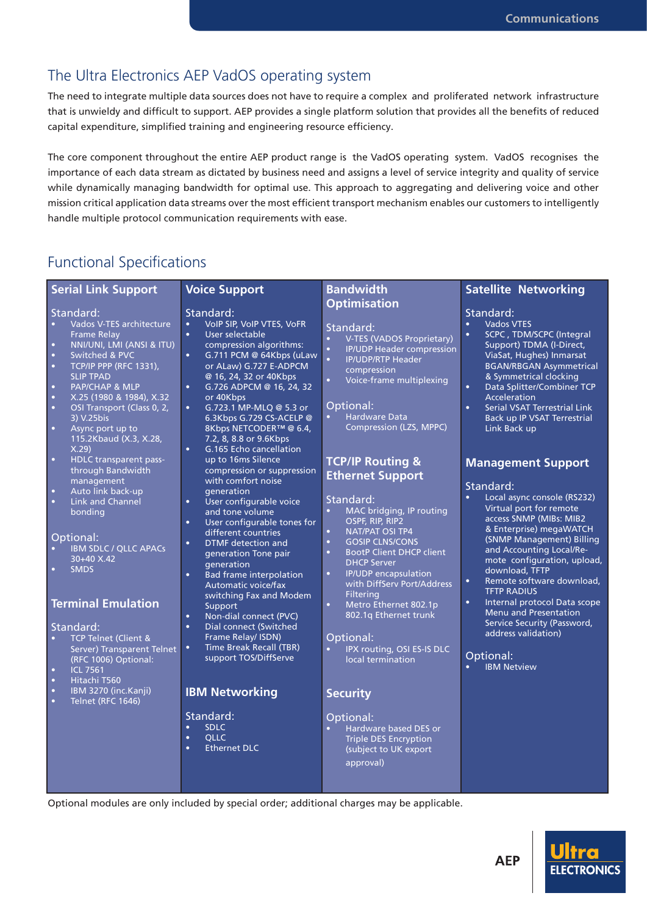## The Ultra Electronics AEP VadOS operating system

The need to integrate multiple data sources does not have to require a complex and proliferated network infrastructure that is unwieldy and difficult to support. AEP provides a single platform solution that provides all the benefits of reduced capital expenditure, simplified training and engineering resource efficiency.

The core component throughout the entire AEP product range is the VadOS operating system. VadOS recognises the importance of each data stream as dictated by business need and assigns a level of service integrity and quality of service while dynamically managing bandwidth for optimal use. This approach to aggregating and delivering voice and other mission critical application data streams over the most efficient transport mechanism enables our customers to intelligently handle multiple protocol communication requirements with ease.

## Functional Specifications

### Serial Link Support

Standard:

- Vados V-TES architecture Frame Relay
- NNI/UNI, LMI (ANSI & ITU)
- Switched & PVC
- TCP/IP PPP (RFC 1331), SLIP TPAD
- PAP/CHAP & MLP
- X.25 (1980 & 1984), X.32
- OSI Transport (Class 0, 2, 3) V.25bis
- Async port up to 115.2Kbaud (X.3, X.28, X.29)
- HDLC transparent pass-through Bandwidth management
- Auto link back-up
- Link and Channel bonding

Optional:

- IBM SDLC / QLLC APACs 30+40 X.42
- SMDS

### Terminal Emulation

Standard:

- TCP Telnet (Client & Server) Transparent Telnet (RFC 1006) Optional:
- ICL 7561
- Hitachi T560
- IBM 3270 (inc.Kanji)
- Telnet (RFC 1646)

### Voice Support

Standard:

- VoIP SIP, VoIP VTES, VoFR
- User selectable compression algorithms:
- G.711 PCM @ 64Kbps (uLaw or ALaw) G.727 E-ADPCM @ 16, 24, 32 or 40Kbps
- G.726 ADPCM @ 16, 24, 32 or 40Kbps
- G.723.1 MP-MLQ @ 5.3 or 6.3Kbps G.729 CS-ACELP @ 8Kbps NETCODER™ @ 6.4, 7.2, 8, 8.8 or 9.6Kbps
- G.165 Echo cancellation up to 16ms Silence compression or suppression with comfort noise generation
- User configurable voice and tone volume
- User configurable tones for different countries
- DTMF detection and generation Tone pair generation
- Bad frame interpolation Automatic voice/fax switching Fax and Modem Support
- Non-dial connect (PVC)
- Dial connect (Switched Frame Relay/ ISDN)
- Time Break Recall (TBR) support TOS/DiffServe

### IBM Networking

Standard:

- SDLC
- QLLC
- Ethernet DLC

### Bandwidth Optimisation

Standard:

- V-TES (VADOS Proprietary)
- IP/UDP Header compression
- IP/UDP/RTP Header compression
- Voice-frame multiplexing

Optional:

- Hardware Data Compression (LZS, MPPC)

### TCP/IP Routing & Ethernet Support

Standard:

- MAC bridging, IP routing OSPF, RIP, RIP2
- NAT/PAT OSI TP4
- GOSIP CLNS/CONS
- BootP Client DHCP client DHCP Server
- IP/UDP encapsulation with DiffServ Port/Address Filtering
- Metro Ethernet 802.1p 802.1q Ethernet trunk

Optional:

- IPX routing, OSI ES-IS DLC local termination

### Security

Optional:

- Hardware based DES or Triple DES Encryption (subject to UK export approval)

### Satellite Networking

Standard:

- Vados VTES
- SCPC , TDM/SCPC (Integral Support) TDMA (I-Direct, ViaSat, Hughes) Inmarsat BGAN/RBGAN Asymmetrical & Symmetrical clocking
- Data Splitter/Combiner TCP Acceleration
- Serial VSAT Terrestrial Link Back up IP VSAT Terrestrial Link Back up

### Management Support

Standard:

- Local async console (RS232) Virtual port for remote access SNMP (MIBs: MIB2 & Enterprise) megaWATCH (SNMP Management) Billing and Accounting Local/Re-mote configuration, upload, download, TFTP
- Remote software download, TFTP RADIUS
- Internal protocol Data scope Menu and Presentation Service Security (Password, address validation)

Optional:

- IBM Netview

Optional modules are only included by special order; additional charges may be applicable.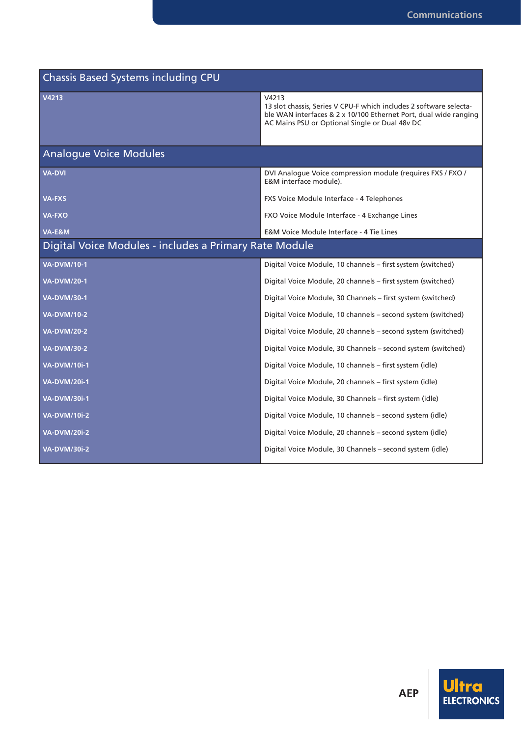| Chassis Based Systems including CPU | |
|---|---|
| **V4213** | V4213<br>13 slot chassis, Series V CPU-F which includes 2 software selectable WAN interfaces & 2 x 10/100 Ethernet Port, dual wide ranging AC Mains PSU or Optional Single or Dual 48v DC |
| **Analogue Voice Modules** | |
| **VA-DVI** | DVI Analogue Voice compression module (requires FXS / FXO / E&M interface module). |
| **VA-FXS** | FXS Voice Module Interface - 4 Telephones |
| **VA-FXO** | FXO Voice Module Interface - 4 Exchange Lines |
| **VA-E&M** | E&M Voice Module Interface - 4 Tie Lines |
| **Digital Voice Modules - includes a Primary Rate Module** | |
| **VA-DVM/10-1** | Digital Voice Module, 10 channels – first system (switched) |
| **VA-DVM/20-1** | Digital Voice Module, 20 channels – first system (switched) |
| **VA-DVM/30-1** | Digital Voice Module, 30 Channels – first system (switched) |
| **VA-DVM/10-2** | Digital Voice Module, 10 channels – second system (switched) |
| **VA-DVM/20-2** | Digital Voice Module, 20 channels – second system (switched) |
| **VA-DVM/30-2** | Digital Voice Module, 30 Channels – second system (switched) |
| **VA-DVM/10i-1** | Digital Voice Module, 10 channels – first system (idle) |
| **VA-DVM/20i-1** | Digital Voice Module, 20 channels – first system (idle) |
| **VA-DVM/30i-1** | Digital Voice Module, 30 Channels – first system (idle) |
| **VA-DVM/10i-2** | Digital Voice Module, 10 channels – second system (idle) |
| **VA-DVM/20i-2** | Digital Voice Module, 20 channels – second system (idle) |
| **VA-DVM/30i-2** | Digital Voice Module, 30 Channels – second system (idle) |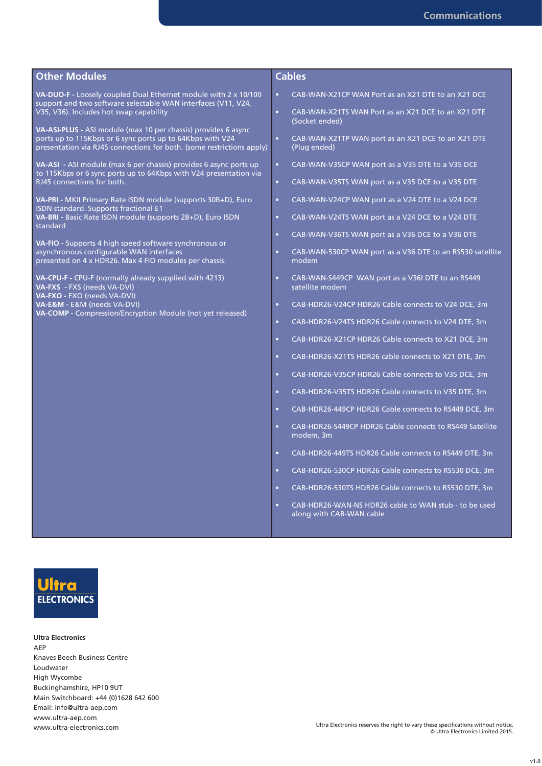## Other Modules

**VA-DUO-F -** Loosely coupled Dual Ethernet module with 2 x 10/100 support and two software selectable WAN interfaces (V11, V24, V35, V36). Includes hot swap capability

**VA-ASI-PLUS -** ASI module (max 10 per chassis) provides 6 async ports up to 115Kbps or 6 sync ports up to 64Kbps with V24 presentation via RJ45 connections for both. (some restrictions apply)

**VA-ASI -** ASI module (max 6 per chassis) provides 6 async ports up to 115Kbps or 6 sync ports up to 64Kbps with V24 presentation via RJ45 connections for both.

**VA-PRI -** MKII Primary Rate ISDN module (supports 30B+D), Euro ISDN standard. Supports fractional E1
**VA-BRI -** Basic Rate ISDN module (supports 2B+D), Euro ISDN standard

**VA-FIO -** Supports 4 high speed software synchronous or asynchronous configurable WAN interfaces presented on 4 x HDR26. Max 4 FIO modules per chassis.

**VA-CPU-F -** CPU-F (normally already supplied with 4213)
**VA-FXS -** FXS (needs VA-DVI)
**VA-FXO -** FXO (needs VA-DVI)
**VA-E&M -** E&M (needs VA-DVI)
**VA-COMP -** Compression/Encryption Module (not yet released)

## Cables

- CAB-WAN-X21CP WAN Port as an X21 DTE to an X21 DCE
- CAB-WAN-X21TS WAN Port as an X21 DCE to an X21 DTE (Socket ended)
- CAB-WAN-X21TP WAN port as an X21 DCE to an X21 DTE (Plug ended)
- CAB-WAN-V35CP WAN port as a V35 DTE to a V35 DCE
- CAB-WAN-V35TS WAN port as a V35 DCE to a V35 DTE
- CAB-WAN-V24CP WAN port as a V24 DTE to a V24 DCE
- CAB-WAN-V24TS WAN port as a V24 DCE to a V24 DTE
- CAB-WAN-V36TS WAN port as a V36 DCE to a V36 DTE
- CAB-WAN-530CP WAN port as a V36 DTE to an RS530 satellite modem
- CAB-WAN-S449CP WAN port as a V36I DTE to an RS449 satellite modem
- CAB-HDR26-V24CP HDR26 Cable connects to V24 DCE, 3m
- CAB-HDR26-V24TS HDR26 Cable connects to V24 DTE, 3m
- CAB-HDR26-X21CP HDR26 Cable connects to X21 DCE, 3m
- CAB-HDR26-X21TS HDR26 cable connects to X21 DTE, 3m
- CAB-HDR26-V35CP HDR26 Cable connects to V35 DCE, 3m
- CAB-HDR26-V35TS HDR26 Cable connects to V35 DTE, 3m
- CAB-HDR26-449CP HDR26 Cable connects to RS449 DCE, 3m
- CAB-HDR26-S449CP HDR26 Cable connects to RS449 Satellite modem, 3m
- CAB-HDR26-449TS HDR26 Cable connects to RS449 DTE, 3m
- CAB-HDR26-530CP HDR26 Cable connects to RS530 DCE, 3m
- CAB-HDR26-530TS HDR26 Cable connects to RS530 DTE, 3m
- CAB-HDR26-WAN-NS HDR26 cable to WAN stub - to be used along with CAB-WAN cable

Ultra ELECTRONICS

**Ultra Electronics**
AEP
Knaves Beech Business Centre
Loudwater
High Wycombe
Buckinghamshire, HP10 9UT
Main Switchboard: +44 (0)1628 642 600
Email: info@ultra-aep.com
www.ultra-aep.com
www.ultra-electronics.com

Ultra Electronics reserves the right to vary these specifications without notice.
© Ultra Electronics Limited 2015.

v1.0